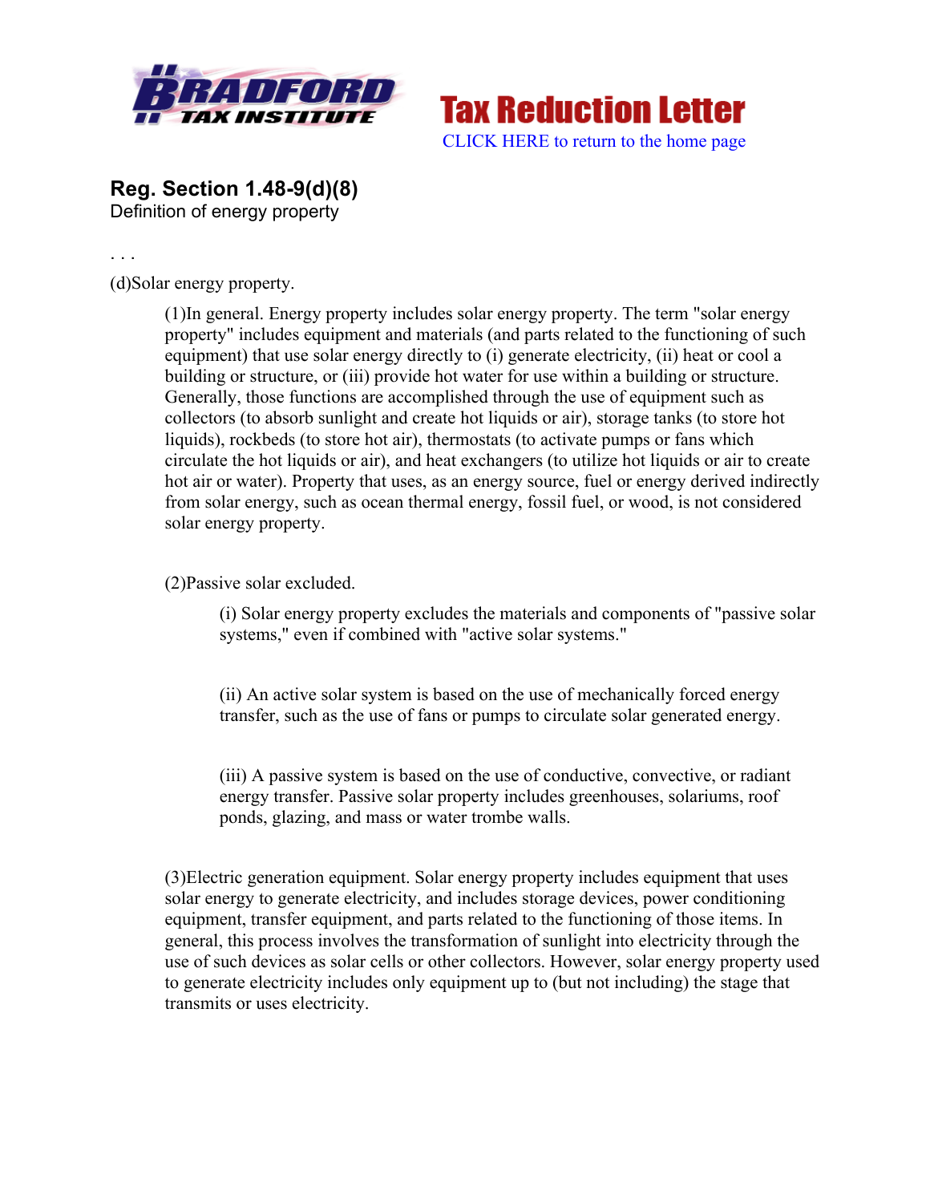**Tax Reduction Letter**

CLICK HERE to return to the home page

## Reg. Section 1.48-9(d)(8)

Definition of energy property

. . .

(d)Solar energy property.

> (1)In general. Energy property includes solar energy property. The term "solar energy property" includes equipment and materials (and parts related to the functioning of such equipment) that use solar energy directly to (i) generate electricity, (ii) heat or cool a building or structure, or (iii) provide hot water for use within a building or structure. Generally, those functions are accomplished through the use of equipment such as collectors (to absorb sunlight and create hot liquids or air), storage tanks (to store hot liquids), rockbeds (to store hot air), thermostats (to activate pumps or fans which circulate the hot liquids or air), and heat exchangers (to utilize hot liquids or air to create hot air or water). Property that uses, as an energy source, fuel or energy derived indirectly from solar energy, such as ocean thermal energy, fossil fuel, or wood, is not considered solar energy property.
>
> (2)Passive solar excluded.
>
> > (i) Solar energy property excludes the materials and components of "passive solar systems," even if combined with "active solar systems."
> >
> > (ii) An active solar system is based on the use of mechanically forced energy transfer, such as the use of fans or pumps to circulate solar generated energy.
> >
> > (iii) A passive system is based on the use of conductive, convective, or radiant energy transfer. Passive solar property includes greenhouses, solariums, roof ponds, glazing, and mass or water trombe walls.
>
> (3)Electric generation equipment. Solar energy property includes equipment that uses solar energy to generate electricity, and includes storage devices, power conditioning equipment, transfer equipment, and parts related to the functioning of those items. In general, this process involves the transformation of sunlight into electricity through the use of such devices as solar cells or other collectors. However, solar energy property used to generate electricity includes only equipment up to (but not including) the stage that transmits or uses electricity.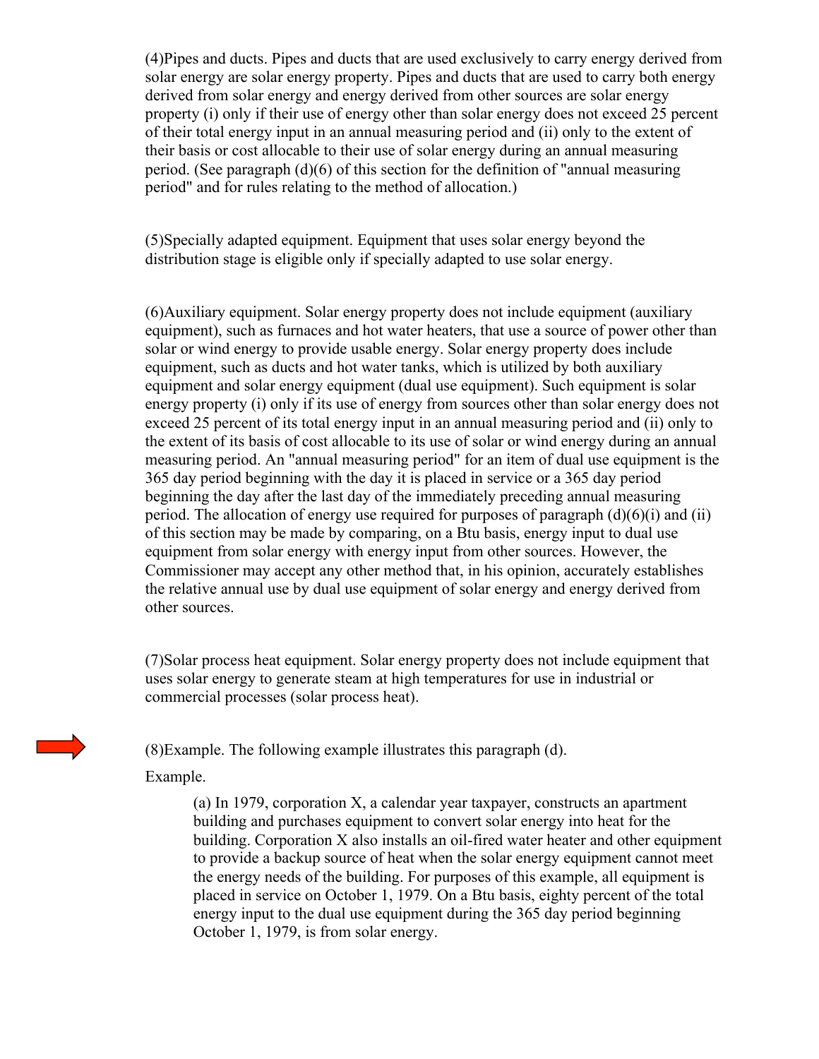(4)Pipes and ducts. Pipes and ducts that are used exclusively to carry energy derived from solar energy are solar energy property. Pipes and ducts that are used to carry both energy derived from solar energy and energy derived from other sources are solar energy property (i) only if their use of energy other than solar energy does not exceed 25 percent of their total energy input in an annual measuring period and (ii) only to the extent of their basis or cost allocable to their use of solar energy during an annual measuring period. (See paragraph (d)(6) of this section for the definition of "annual measuring period" and for rules relating to the method of allocation.)

(5)Specially adapted equipment. Equipment that uses solar energy beyond the distribution stage is eligible only if specially adapted to use solar energy.

(6)Auxiliary equipment. Solar energy property does not include equipment (auxiliary equipment), such as furnaces and hot water heaters, that use a source of power other than solar or wind energy to provide usable energy. Solar energy property does include equipment, such as ducts and hot water tanks, which is utilized by both auxiliary equipment and solar energy equipment (dual use equipment). Such equipment is solar energy property (i) only if its use of energy from sources other than solar energy does not exceed 25 percent of its total energy input in an annual measuring period and (ii) only to the extent of its basis of cost allocable to its use of solar or wind energy during an annual measuring period. An "annual measuring period" for an item of dual use equipment is the 365 day period beginning with the day it is placed in service or a 365 day period beginning the day after the last day of the immediately preceding annual measuring period. The allocation of energy use required for purposes of paragraph (d)(6)(i) and (ii) of this section may be made by comparing, on a Btu basis, energy input to dual use equipment from solar energy with energy input from other sources. However, the Commissioner may accept any other method that, in his opinion, accurately establishes the relative annual use by dual use equipment of solar energy and energy derived from other sources.

(7)Solar process heat equipment. Solar energy property does not include equipment that uses solar energy to generate steam at high temperatures for use in industrial or commercial processes (solar process heat).

(8)Example. The following example illustrates this paragraph (d).

Example.

> (a) In 1979, corporation X, a calendar year taxpayer, constructs an apartment building and purchases equipment to convert solar energy into heat for the building. Corporation X also installs an oil-fired water heater and other equipment to provide a backup source of heat when the solar energy equipment cannot meet the energy needs of the building. For purposes of this example, all equipment is placed in service on October 1, 1979. On a Btu basis, eighty percent of the total energy input to the dual use equipment during the 365 day period beginning October 1, 1979, is from solar energy.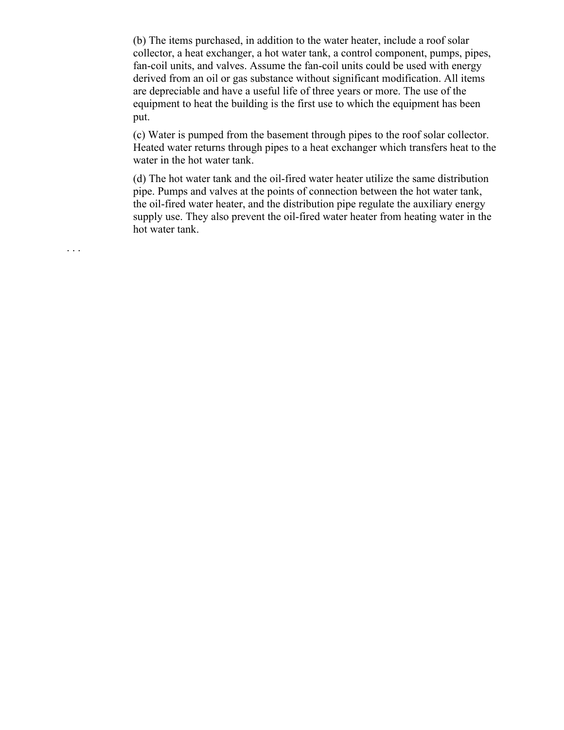(b) The items purchased, in addition to the water heater, include a roof solar collector, a heat exchanger, a hot water tank, a control component, pumps, pipes, fan-coil units, and valves. Assume the fan-coil units could be used with energy derived from an oil or gas substance without significant modification. All items are depreciable and have a useful life of three years or more. The use of the equipment to heat the building is the first use to which the equipment has been put.

(c) Water is pumped from the basement through pipes to the roof solar collector. Heated water returns through pipes to a heat exchanger which transfers heat to the water in the hot water tank.

(d) The hot water tank and the oil-fired water heater utilize the same distribution pipe. Pumps and valves at the points of connection between the hot water tank, the oil-fired water heater, and the distribution pipe regulate the auxiliary energy supply use. They also prevent the oil-fired water heater from heating water in the hot water tank.

. . .